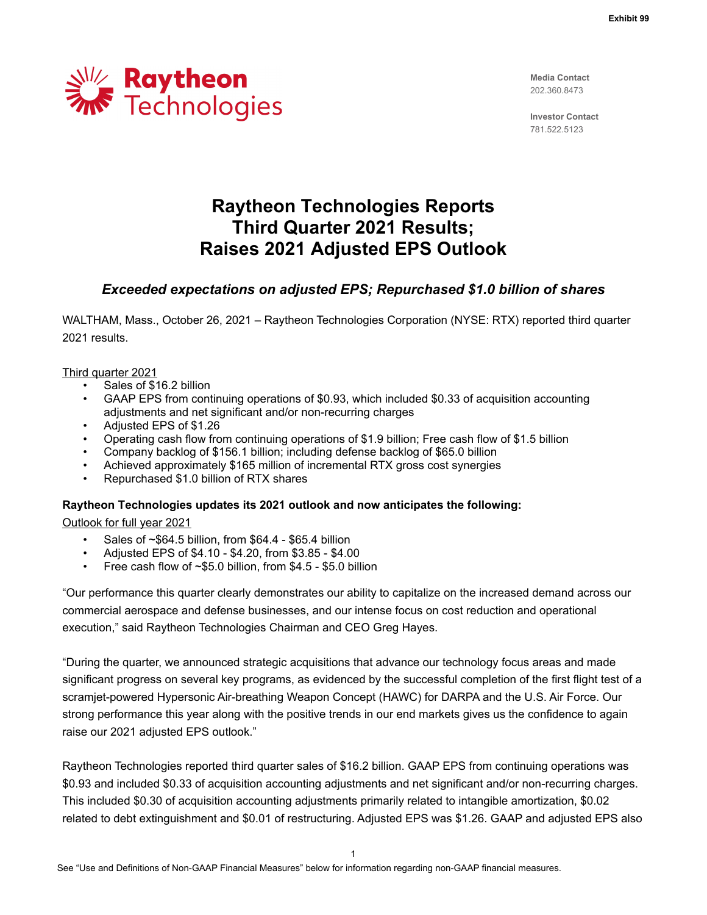Exhibit 99

Raytheon Technologies

**Media Contact**
202.360.8473

**Investor Contact**
781.522.5123

# Raytheon Technologies Reports Third Quarter 2021 Results; Raises 2021 Adjusted EPS Outlook

### *Exceeded expectations on adjusted EPS; Repurchased $1.0 billion of shares*

WALTHAM, Mass., October 26, 2021 – Raytheon Technologies Corporation (NYSE: RTX) reported third quarter 2021 results.

Third quarter 2021

- Sales of $16.2 billion
- GAAP EPS from continuing operations of $0.93, which included $0.33 of acquisition accounting adjustments and net significant and/or non-recurring charges
- Adjusted EPS of $1.26
- Operating cash flow from continuing operations of $1.9 billion; Free cash flow of $1.5 billion
- Company backlog of $156.1 billion; including defense backlog of $65.0 billion
- Achieved approximately $165 million of incremental RTX gross cost synergies
- Repurchased $1.0 billion of RTX shares

**Raytheon Technologies updates its 2021 outlook and now anticipates the following:**

Outlook for full year 2021

- Sales of ~$64.5 billion, from $64.4 - $65.4 billion
- Adjusted EPS of $4.10 - $4.20, from $3.85 - $4.00
- Free cash flow of ~$5.0 billion, from $4.5 - $5.0 billion

"Our performance this quarter clearly demonstrates our ability to capitalize on the increased demand across our commercial aerospace and defense businesses, and our intense focus on cost reduction and operational execution," said Raytheon Technologies Chairman and CEO Greg Hayes.

"During the quarter, we announced strategic acquisitions that advance our technology focus areas and made significant progress on several key programs, as evidenced by the successful completion of the first flight test of a scramjet-powered Hypersonic Air-breathing Weapon Concept (HAWC) for DARPA and the U.S. Air Force. Our strong performance this year along with the positive trends in our end markets gives us the confidence to again raise our 2021 adjusted EPS outlook."

Raytheon Technologies reported third quarter sales of $16.2 billion. GAAP EPS from continuing operations was $0.93 and included $0.33 of acquisition accounting adjustments and net significant and/or non-recurring charges. This included $0.30 of acquisition accounting adjustments primarily related to intangible amortization, $0.02 related to debt extinguishment and $0.01 of restructuring. Adjusted EPS was $1.26. GAAP and adjusted EPS also

See "Use and Definitions of Non-GAAP Financial Measures" below for information regarding non-GAAP financial measures.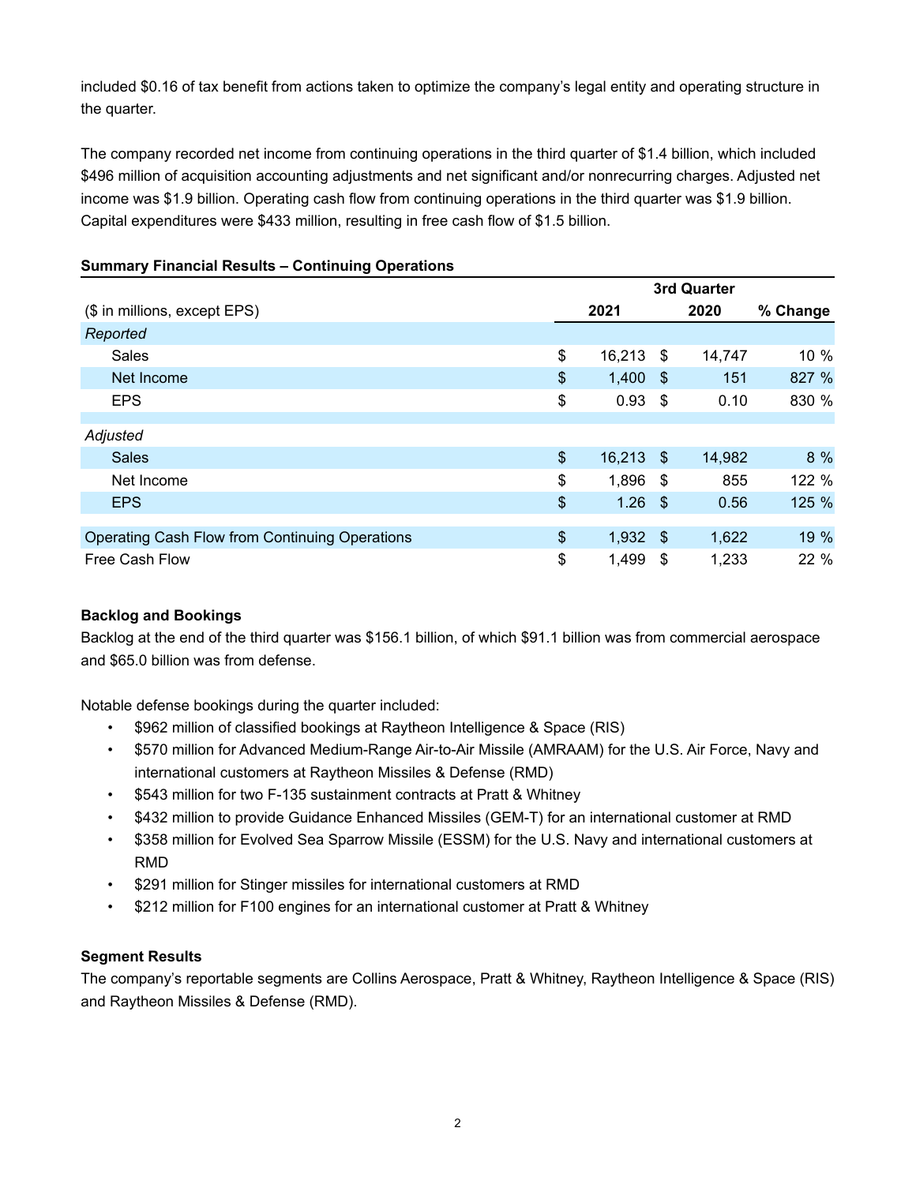included $0.16 of tax benefit from actions taken to optimize the company's legal entity and operating structure in the quarter.

The company recorded net income from continuing operations in the third quarter of $1.4 billion, which included $496 million of acquisition accounting adjustments and net significant and/or nonrecurring charges. Adjusted net income was $1.9 billion. Operating cash flow from continuing operations in the third quarter was $1.9 billion. Capital expenditures were $433 million, resulting in free cash flow of $1.5 billion.

**Summary Financial Results – Continuing Operations**

| ($ in millions, except EPS) | 3rd Quarter 2021 | 3rd Quarter 2020 | % Change |
|---|---|---|---|
| *Reported* | | | |
| Sales | $ 16,213 | $ 14,747 | 10 % |
| Net Income | $ 1,400 | $ 151 | 827 % |
| EPS | $ 0.93 | $ 0.10 | 830 % |
| *Adjusted* | | | |
| Sales | $ 16,213 | $ 14,982 | 8 % |
| Net Income | $ 1,896 | $ 855 | 122 % |
| EPS | $ 1.26 | $ 0.56 | 125 % |
| Operating Cash Flow from Continuing Operations | $ 1,932 | $ 1,622 | 19 % |
| Free Cash Flow | $ 1,499 | $ 1,233 | 22 % |

**Backlog and Bookings**

Backlog at the end of the third quarter was $156.1 billion, of which $91.1 billion was from commercial aerospace and $65.0 billion was from defense.

Notable defense bookings during the quarter included:

- $962 million of classified bookings at Raytheon Intelligence & Space (RIS)
- $570 million for Advanced Medium-Range Air-to-Air Missile (AMRAAM) for the U.S. Air Force, Navy and international customers at Raytheon Missiles & Defense (RMD)
- $543 million for two F-135 sustainment contracts at Pratt & Whitney
- $432 million to provide Guidance Enhanced Missiles (GEM-T) for an international customer at RMD
- $358 million for Evolved Sea Sparrow Missile (ESSM) for the U.S. Navy and international customers at RMD
- $291 million for Stinger missiles for international customers at RMD
- $212 million for F100 engines for an international customer at Pratt & Whitney

**Segment Results**

The company's reportable segments are Collins Aerospace, Pratt & Whitney, Raytheon Intelligence & Space (RIS) and Raytheon Missiles & Defense (RMD).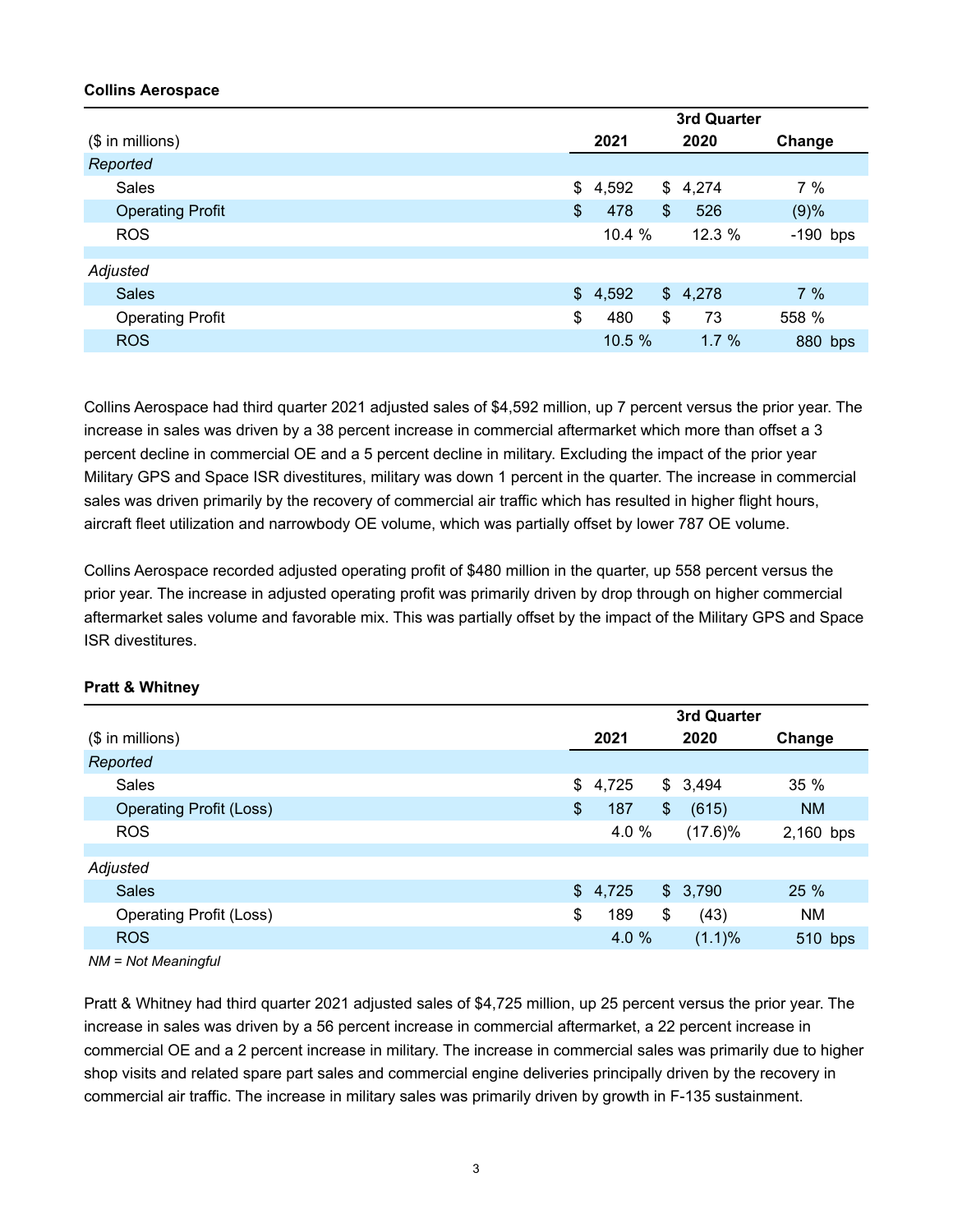**Collins Aerospace**

| ($ in millions) | 3rd Quarter 2021 | 2020 | Change |
|---|---|---|---|
| *Reported* | | | |
| Sales | $ 4,592 | $ 4,274 | 7 % |
| Operating Profit | $ 478 | $ 526 | (9)% |
| ROS | 10.4 % | 12.3 % | -190 bps |
| | | | |
| *Adjusted* | | | |
| Sales | $ 4,592 | $ 4,278 | 7 % |
| Operating Profit | $ 480 | $ 73 | 558 % |
| ROS | 10.5 % | 1.7 % | 880 bps |

Collins Aerospace had third quarter 2021 adjusted sales of $4,592 million, up 7 percent versus the prior year. The increase in sales was driven by a 38 percent increase in commercial aftermarket which more than offset a 3 percent decline in commercial OE and a 5 percent decline in military. Excluding the impact of the prior year Military GPS and Space ISR divestitures, military was down 1 percent in the quarter. The increase in commercial sales was driven primarily by the recovery of commercial air traffic which has resulted in higher flight hours, aircraft fleet utilization and narrowbody OE volume, which was partially offset by lower 787 OE volume.

Collins Aerospace recorded adjusted operating profit of $480 million in the quarter, up 558 percent versus the prior year. The increase in adjusted operating profit was primarily driven by drop through on higher commercial aftermarket sales volume and favorable mix. This was partially offset by the impact of the Military GPS and Space ISR divestitures.

**Pratt & Whitney**

| ($ in millions) | 3rd Quarter 2021 | 2020 | Change |
|---|---|---|---|
| *Reported* | | | |
| Sales | $ 4,725 | $ 3,494 | 35 % |
| Operating Profit (Loss) | $ 187 | $ (615) | NM |
| ROS | 4.0 % | (17.6)% | 2,160 bps |
| | | | |
| *Adjusted* | | | |
| Sales | $ 4,725 | $ 3,790 | 25 % |
| Operating Profit (Loss) | $ 189 | $ (43) | NM |
| ROS | 4.0 % | (1.1)% | 510 bps |

*NM = Not Meaningful*

Pratt & Whitney had third quarter 2021 adjusted sales of $4,725 million, up 25 percent versus the prior year. The increase in sales was driven by a 56 percent increase in commercial aftermarket, a 22 percent increase in commercial OE and a 2 percent increase in military. The increase in commercial sales was primarily due to higher shop visits and related spare part sales and commercial engine deliveries principally driven by the recovery in commercial air traffic. The increase in military sales was primarily driven by growth in F-135 sustainment.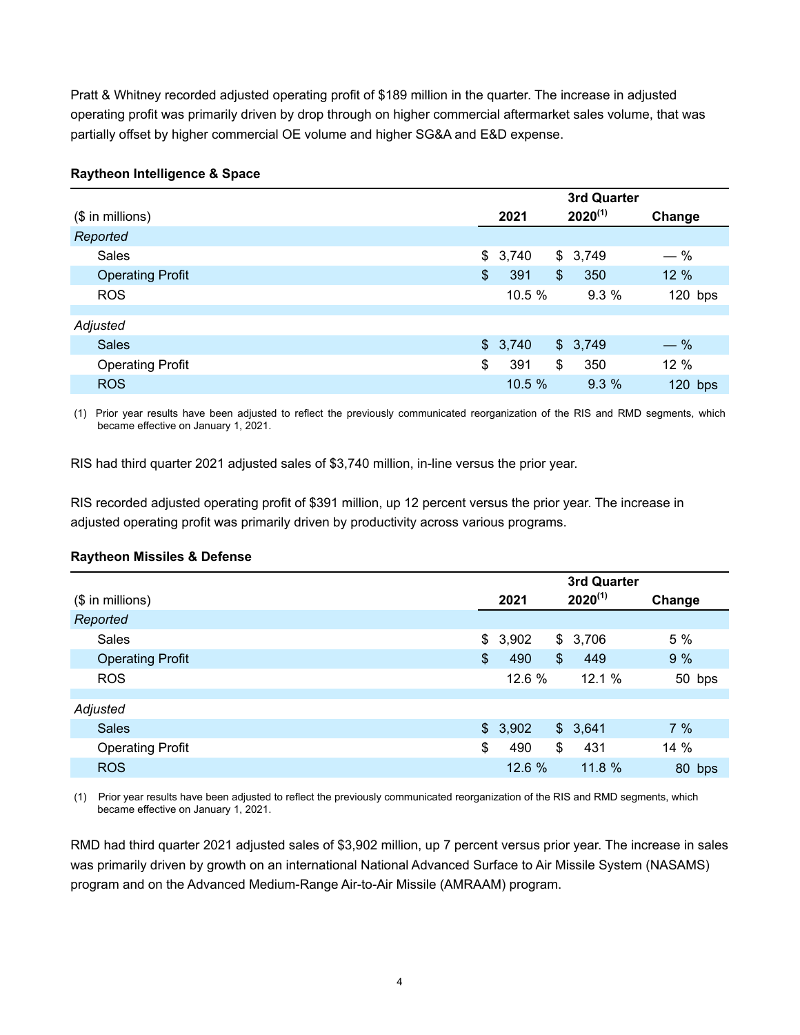Pratt & Whitney recorded adjusted operating profit of $189 million in the quarter. The increase in adjusted operating profit was primarily driven by drop through on higher commercial aftermarket sales volume, that was partially offset by higher commercial OE volume and higher SG&A and E&D expense.

**Raytheon Intelligence & Space**

| ($ in millions) | 3rd Quarter 2021 | 3rd Quarter 2020[(1)] | Change |
|---|---|---|---|
| *Reported* | | | |
| Sales | $ 3,740 | $ 3,749 | — % |
| Operating Profit | $ 391 | $ 350 | 12 % |
| ROS | 10.5 % | 9.3 % | 120 bps |
| *Adjusted* | | | |
| Sales | $ 3,740 | $ 3,749 | — % |
| Operating Profit | $ 391 | $ 350 | 12 % |
| ROS | 10.5 % | 9.3 % | 120 bps |

(1) Prior year results have been adjusted to reflect the previously communicated reorganization of the RIS and RMD segments, which became effective on January 1, 2021.

RIS had third quarter 2021 adjusted sales of $3,740 million, in-line versus the prior year.

RIS recorded adjusted operating profit of $391 million, up 12 percent versus the prior year. The increase in adjusted operating profit was primarily driven by productivity across various programs.

**Raytheon Missiles & Defense**

| ($ in millions) | 3rd Quarter 2021 | 3rd Quarter 2020[(1)] | Change |
|---|---|---|---|
| *Reported* | | | |
| Sales | $ 3,902 | $ 3,706 | 5 % |
| Operating Profit | $ 490 | $ 449 | 9 % |
| ROS | 12.6 % | 12.1 % | 50 bps |
| *Adjusted* | | | |
| Sales | $ 3,902 | $ 3,641 | 7 % |
| Operating Profit | $ 490 | $ 431 | 14 % |
| ROS | 12.6 % | 11.8 % | 80 bps |

(1) Prior year results have been adjusted to reflect the previously communicated reorganization of the RIS and RMD segments, which became effective on January 1, 2021.

RMD had third quarter 2021 adjusted sales of $3,902 million, up 7 percent versus prior year. The increase in sales was primarily driven by growth on an international National Advanced Surface to Air Missile System (NASAMS) program and on the Advanced Medium-Range Air-to-Air Missile (AMRAAM) program.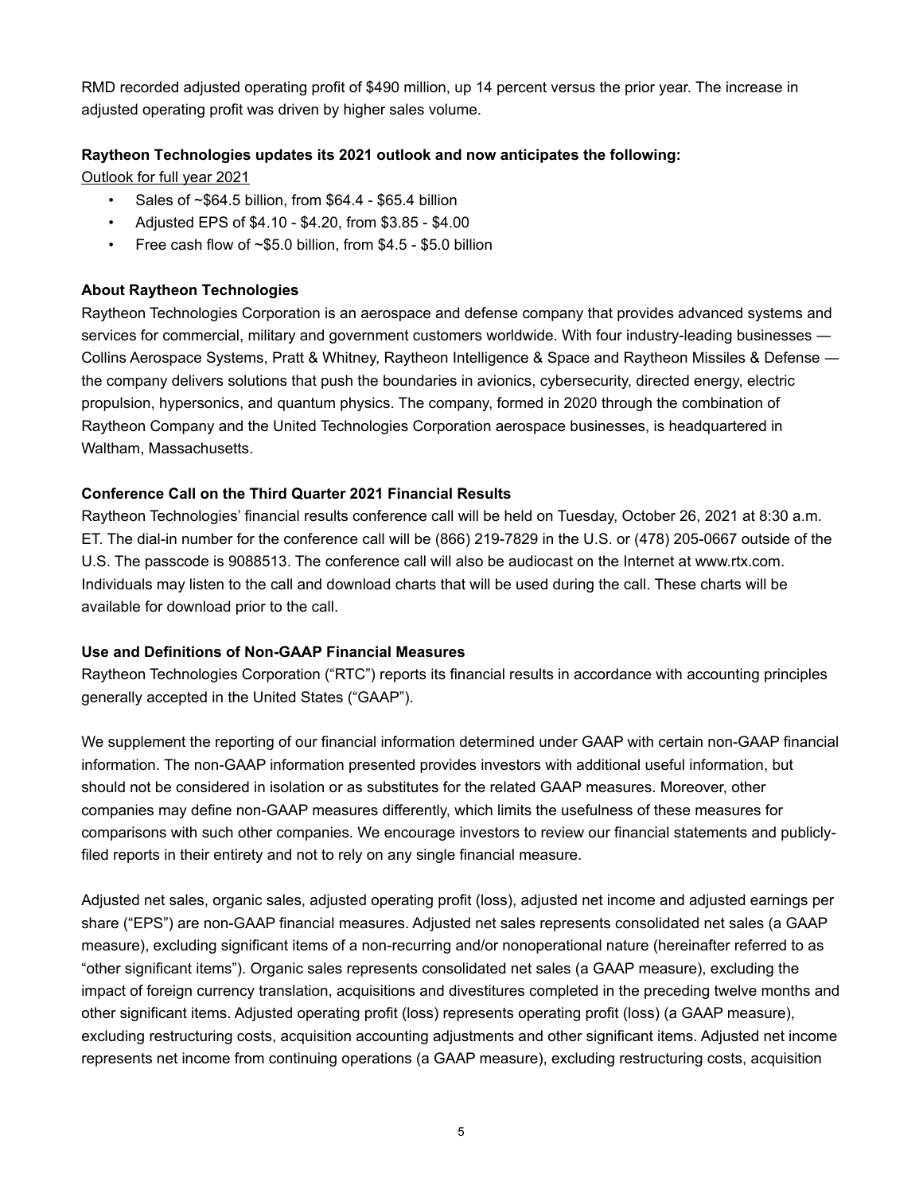RMD recorded adjusted operating profit of $490 million, up 14 percent versus the prior year. The increase in adjusted operating profit was driven by higher sales volume.

**Raytheon Technologies updates its 2021 outlook and now anticipates the following:**

Outlook for full year 2021

- Sales of ~$64.5 billion, from $64.4 - $65.4 billion
- Adjusted EPS of $4.10 - $4.20, from $3.85 - $4.00
- Free cash flow of ~$5.0 billion, from $4.5 - $5.0 billion

**About Raytheon Technologies**

Raytheon Technologies Corporation is an aerospace and defense company that provides advanced systems and services for commercial, military and government customers worldwide. With four industry-leading businesses — Collins Aerospace Systems, Pratt & Whitney, Raytheon Intelligence & Space and Raytheon Missiles & Defense — the company delivers solutions that push the boundaries in avionics, cybersecurity, directed energy, electric propulsion, hypersonics, and quantum physics. The company, formed in 2020 through the combination of Raytheon Company and the United Technologies Corporation aerospace businesses, is headquartered in Waltham, Massachusetts.

**Conference Call on the Third Quarter 2021 Financial Results**

Raytheon Technologies' financial results conference call will be held on Tuesday, October 26, 2021 at 8:30 a.m. ET. The dial-in number for the conference call will be (866) 219-7829 in the U.S. or (478) 205-0667 outside of the U.S. The passcode is 9088513. The conference call will also be audiocast on the Internet at www.rtx.com. Individuals may listen to the call and download charts that will be used during the call. These charts will be available for download prior to the call.

**Use and Definitions of Non-GAAP Financial Measures**

Raytheon Technologies Corporation ("RTC") reports its financial results in accordance with accounting principles generally accepted in the United States ("GAAP").

We supplement the reporting of our financial information determined under GAAP with certain non-GAAP financial information. The non-GAAP information presented provides investors with additional useful information, but should not be considered in isolation or as substitutes for the related GAAP measures. Moreover, other companies may define non-GAAP measures differently, which limits the usefulness of these measures for comparisons with such other companies. We encourage investors to review our financial statements and publicly-filed reports in their entirety and not to rely on any single financial measure.

Adjusted net sales, organic sales, adjusted operating profit (loss), adjusted net income and adjusted earnings per share ("EPS") are non-GAAP financial measures. Adjusted net sales represents consolidated net sales (a GAAP measure), excluding significant items of a non-recurring and/or nonoperational nature (hereinafter referred to as "other significant items"). Organic sales represents consolidated net sales (a GAAP measure), excluding the impact of foreign currency translation, acquisitions and divestitures completed in the preceding twelve months and other significant items. Adjusted operating profit (loss) represents operating profit (loss) (a GAAP measure), excluding restructuring costs, acquisition accounting adjustments and other significant items. Adjusted net income represents net income from continuing operations (a GAAP measure), excluding restructuring costs, acquisition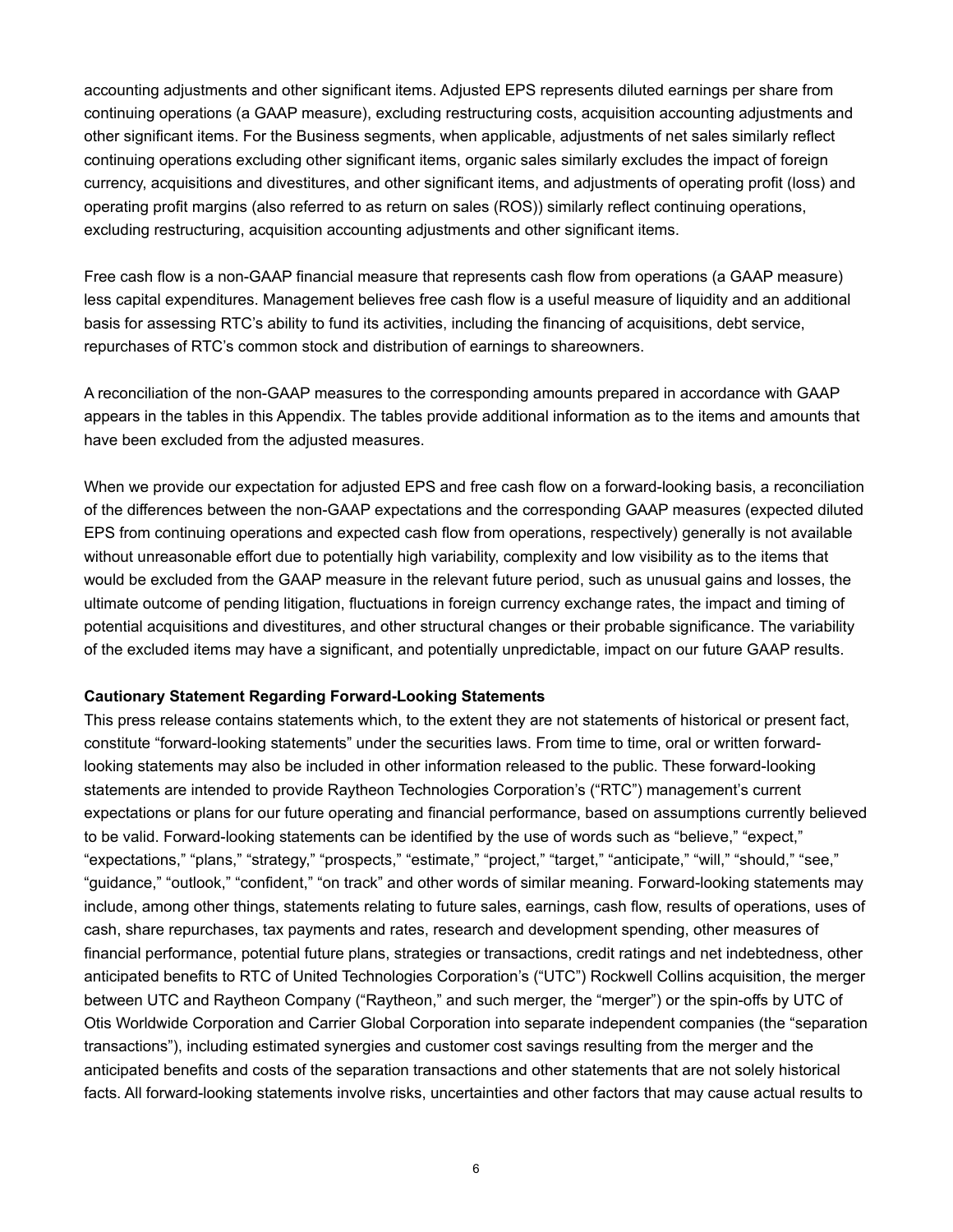accounting adjustments and other significant items. Adjusted EPS represents diluted earnings per share from continuing operations (a GAAP measure), excluding restructuring costs, acquisition accounting adjustments and other significant items. For the Business segments, when applicable, adjustments of net sales similarly reflect continuing operations excluding other significant items, organic sales similarly excludes the impact of foreign currency, acquisitions and divestitures, and other significant items, and adjustments of operating profit (loss) and operating profit margins (also referred to as return on sales (ROS)) similarly reflect continuing operations, excluding restructuring, acquisition accounting adjustments and other significant items.

Free cash flow is a non-GAAP financial measure that represents cash flow from operations (a GAAP measure) less capital expenditures. Management believes free cash flow is a useful measure of liquidity and an additional basis for assessing RTC's ability to fund its activities, including the financing of acquisitions, debt service, repurchases of RTC's common stock and distribution of earnings to shareowners.

A reconciliation of the non-GAAP measures to the corresponding amounts prepared in accordance with GAAP appears in the tables in this Appendix. The tables provide additional information as to the items and amounts that have been excluded from the adjusted measures.

When we provide our expectation for adjusted EPS and free cash flow on a forward-looking basis, a reconciliation of the differences between the non-GAAP expectations and the corresponding GAAP measures (expected diluted EPS from continuing operations and expected cash flow from operations, respectively) generally is not available without unreasonable effort due to potentially high variability, complexity and low visibility as to the items that would be excluded from the GAAP measure in the relevant future period, such as unusual gains and losses, the ultimate outcome of pending litigation, fluctuations in foreign currency exchange rates, the impact and timing of potential acquisitions and divestitures, and other structural changes or their probable significance. The variability of the excluded items may have a significant, and potentially unpredictable, impact on our future GAAP results.

**Cautionary Statement Regarding Forward-Looking Statements**

This press release contains statements which, to the extent they are not statements of historical or present fact, constitute "forward-looking statements" under the securities laws. From time to time, oral or written forward-looking statements may also be included in other information released to the public. These forward-looking statements are intended to provide Raytheon Technologies Corporation's ("RTC") management's current expectations or plans for our future operating and financial performance, based on assumptions currently believed to be valid. Forward-looking statements can be identified by the use of words such as "believe," "expect," "expectations," "plans," "strategy," "prospects," "estimate," "project," "target," "anticipate," "will," "should," "see," "guidance," "outlook," "confident," "on track" and other words of similar meaning. Forward-looking statements may include, among other things, statements relating to future sales, earnings, cash flow, results of operations, uses of cash, share repurchases, tax payments and rates, research and development spending, other measures of financial performance, potential future plans, strategies or transactions, credit ratings and net indebtedness, other anticipated benefits to RTC of United Technologies Corporation's ("UTC") Rockwell Collins acquisition, the merger between UTC and Raytheon Company ("Raytheon," and such merger, the "merger") or the spin-offs by UTC of Otis Worldwide Corporation and Carrier Global Corporation into separate independent companies (the "separation transactions"), including estimated synergies and customer cost savings resulting from the merger and the anticipated benefits and costs of the separation transactions and other statements that are not solely historical facts. All forward-looking statements involve risks, uncertainties and other factors that may cause actual results to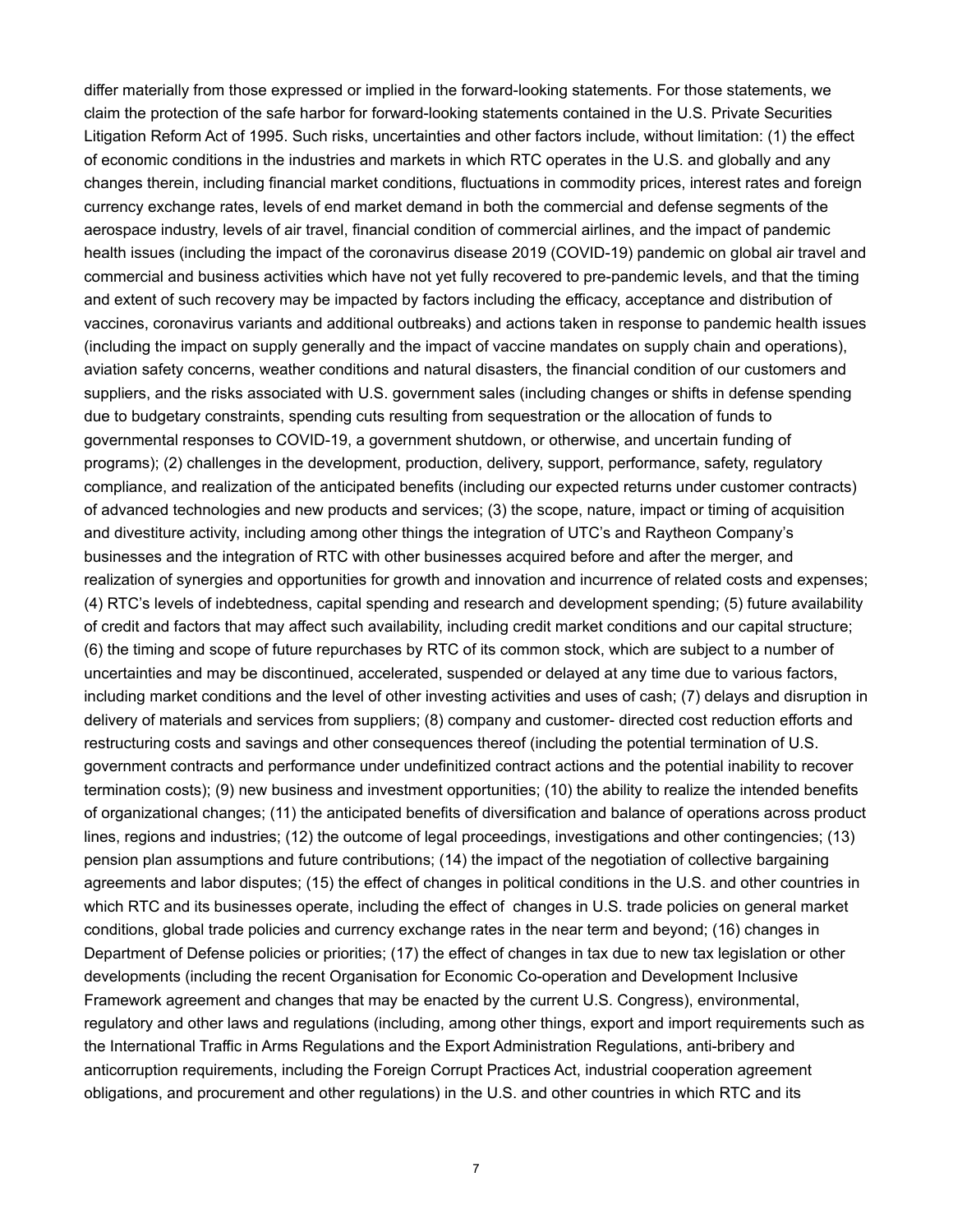differ materially from those expressed or implied in the forward-looking statements. For those statements, we claim the protection of the safe harbor for forward-looking statements contained in the U.S. Private Securities Litigation Reform Act of 1995. Such risks, uncertainties and other factors include, without limitation: (1) the effect of economic conditions in the industries and markets in which RTC operates in the U.S. and globally and any changes therein, including financial market conditions, fluctuations in commodity prices, interest rates and foreign currency exchange rates, levels of end market demand in both the commercial and defense segments of the aerospace industry, levels of air travel, financial condition of commercial airlines, and the impact of pandemic health issues (including the impact of the coronavirus disease 2019 (COVID-19) pandemic on global air travel and commercial and business activities which have not yet fully recovered to pre-pandemic levels, and that the timing and extent of such recovery may be impacted by factors including the efficacy, acceptance and distribution of vaccines, coronavirus variants and additional outbreaks) and actions taken in response to pandemic health issues (including the impact on supply generally and the impact of vaccine mandates on supply chain and operations), aviation safety concerns, weather conditions and natural disasters, the financial condition of our customers and suppliers, and the risks associated with U.S. government sales (including changes or shifts in defense spending due to budgetary constraints, spending cuts resulting from sequestration or the allocation of funds to governmental responses to COVID-19, a government shutdown, or otherwise, and uncertain funding of programs); (2) challenges in the development, production, delivery, support, performance, safety, regulatory compliance, and realization of the anticipated benefits (including our expected returns under customer contracts) of advanced technologies and new products and services; (3) the scope, nature, impact or timing of acquisition and divestiture activity, including among other things the integration of UTC's and Raytheon Company's businesses and the integration of RTC with other businesses acquired before and after the merger, and realization of synergies and opportunities for growth and innovation and incurrence of related costs and expenses; (4) RTC's levels of indebtedness, capital spending and research and development spending; (5) future availability of credit and factors that may affect such availability, including credit market conditions and our capital structure; (6) the timing and scope of future repurchases by RTC of its common stock, which are subject to a number of uncertainties and may be discontinued, accelerated, suspended or delayed at any time due to various factors, including market conditions and the level of other investing activities and uses of cash; (7) delays and disruption in delivery of materials and services from suppliers; (8) company and customer- directed cost reduction efforts and restructuring costs and savings and other consequences thereof (including the potential termination of U.S. government contracts and performance under undefinitized contract actions and the potential inability to recover termination costs); (9) new business and investment opportunities; (10) the ability to realize the intended benefits of organizational changes; (11) the anticipated benefits of diversification and balance of operations across product lines, regions and industries; (12) the outcome of legal proceedings, investigations and other contingencies; (13) pension plan assumptions and future contributions; (14) the impact of the negotiation of collective bargaining agreements and labor disputes; (15) the effect of changes in political conditions in the U.S. and other countries in which RTC and its businesses operate, including the effect of changes in U.S. trade policies on general market conditions, global trade policies and currency exchange rates in the near term and beyond; (16) changes in Department of Defense policies or priorities; (17) the effect of changes in tax due to new tax legislation or other developments (including the recent Organisation for Economic Co-operation and Development Inclusive Framework agreement and changes that may be enacted by the current U.S. Congress), environmental, regulatory and other laws and regulations (including, among other things, export and import requirements such as the International Traffic in Arms Regulations and the Export Administration Regulations, anti-bribery and anticorruption requirements, including the Foreign Corrupt Practices Act, industrial cooperation agreement obligations, and procurement and other regulations) in the U.S. and other countries in which RTC and its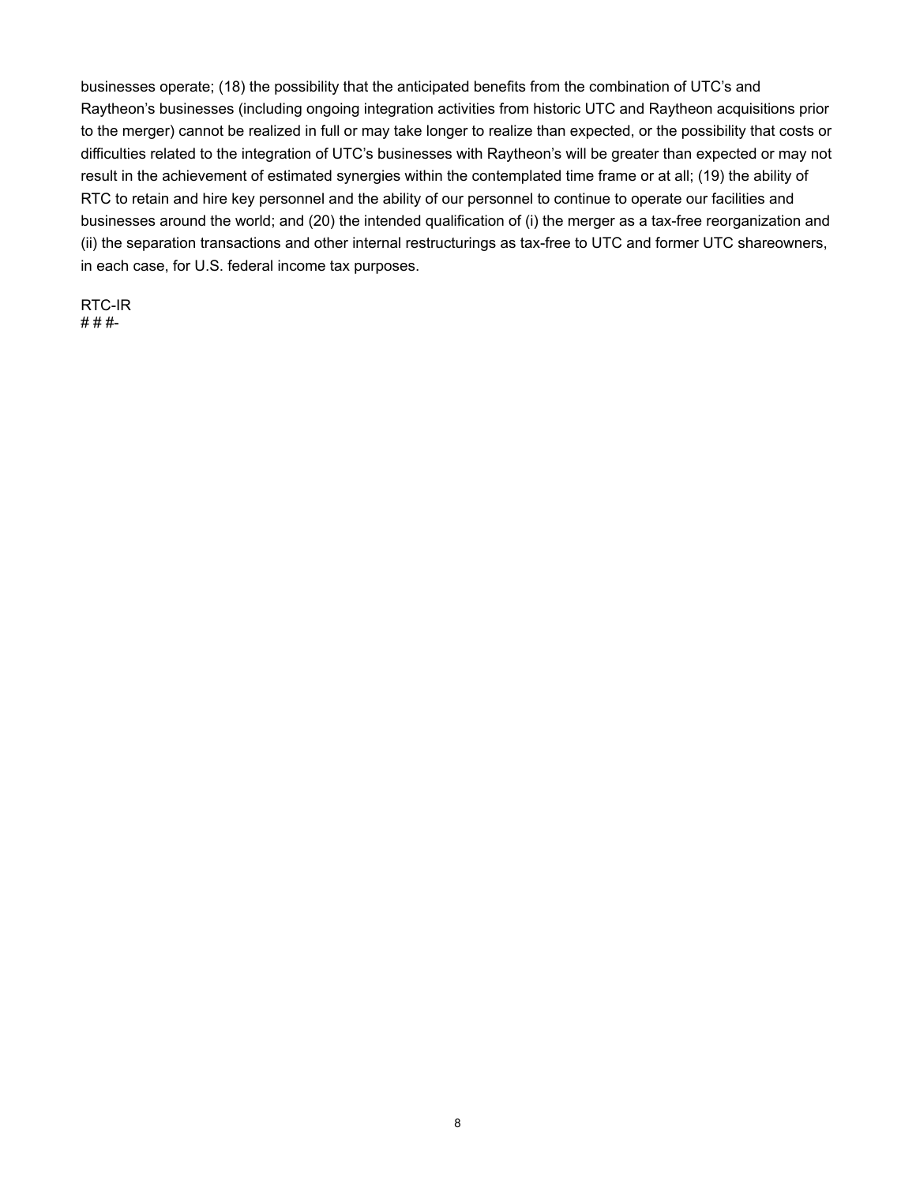businesses operate; (18) the possibility that the anticipated benefits from the combination of UTC's and Raytheon's businesses (including ongoing integration activities from historic UTC and Raytheon acquisitions prior to the merger) cannot be realized in full or may take longer to realize than expected, or the possibility that costs or difficulties related to the integration of UTC's businesses with Raytheon's will be greater than expected or may not result in the achievement of estimated synergies within the contemplated time frame or at all; (19) the ability of RTC to retain and hire key personnel and the ability of our personnel to continue to operate our facilities and businesses around the world; and (20) the intended qualification of (i) the merger as a tax-free reorganization and (ii) the separation transactions and other internal restructurings as tax-free to UTC and former UTC shareowners, in each case, for U.S. federal income tax purposes.

RTC-IR
# # #-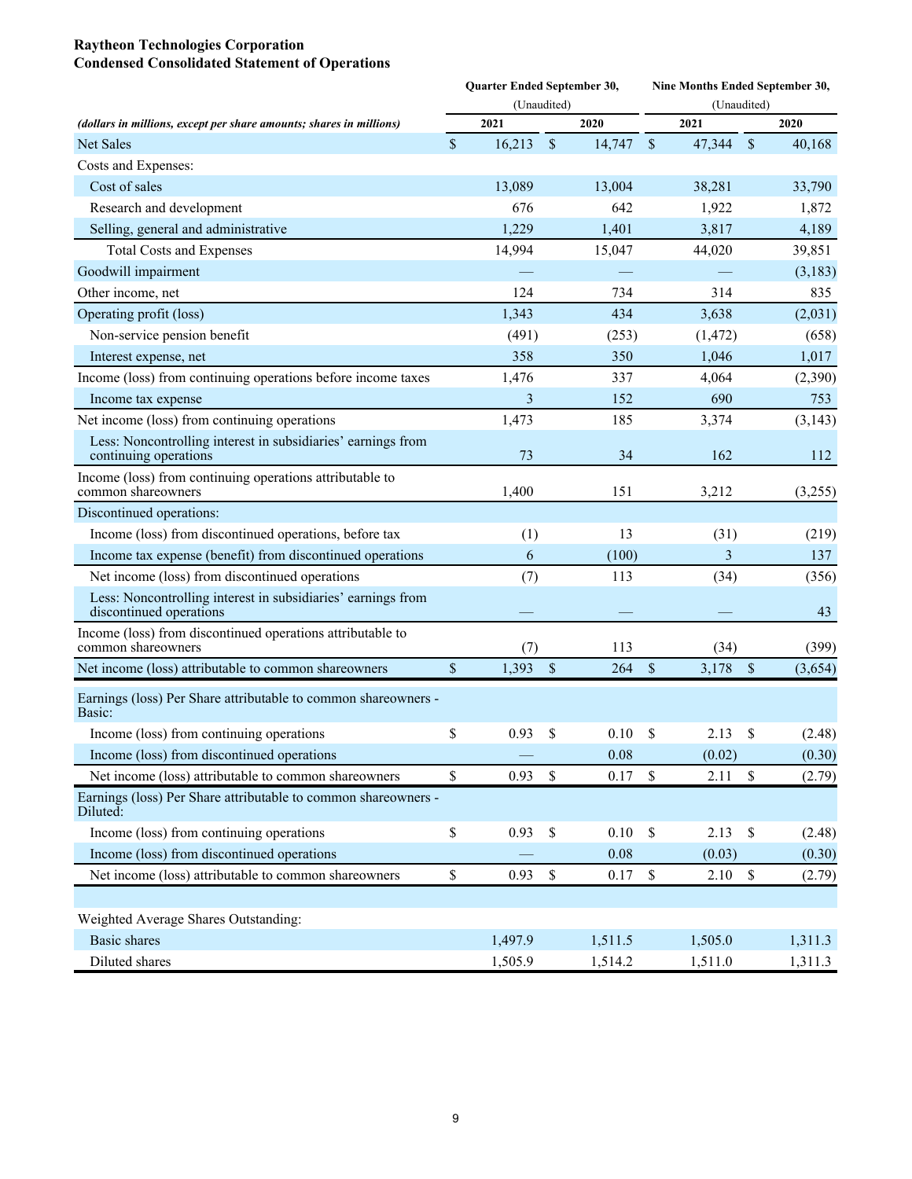**Raytheon Technologies Corporation**
**Condensed Consolidated Statement of Operations**

| *(dollars in millions, except per share amounts; shares in millions)* | Quarter Ended September 30, (Unaudited) 2021 | Quarter Ended September 30, (Unaudited) 2020 | Nine Months Ended September 30, (Unaudited) 2021 | Nine Months Ended September 30, (Unaudited) 2020 |
|---|---|---|---|---|
| Net Sales | $ 16,213 | $ 14,747 | $ 47,344 | $ 40,168 |
| Costs and Expenses: | | | | |
| Cost of sales | 13,089 | 13,004 | 38,281 | 33,790 |
| Research and development | 676 | 642 | 1,922 | 1,872 |
| Selling, general and administrative | 1,229 | 1,401 | 3,817 | 4,189 |
| Total Costs and Expenses | 14,994 | 15,047 | 44,020 | 39,851 |
| Goodwill impairment | — | — | — | (3,183) |
| Other income, net | 124 | 734 | 314 | 835 |
| Operating profit (loss) | 1,343 | 434 | 3,638 | (2,031) |
| Non-service pension benefit | (491) | (253) | (1,472) | (658) |
| Interest expense, net | 358 | 350 | 1,046 | 1,017 |
| Income (loss) from continuing operations before income taxes | 1,476 | 337 | 4,064 | (2,390) |
| Income tax expense | 3 | 152 | 690 | 753 |
| Net income (loss) from continuing operations | 1,473 | 185 | 3,374 | (3,143) |
| Less: Noncontrolling interest in subsidiaries' earnings from continuing operations | 73 | 34 | 162 | 112 |
| Income (loss) from continuing operations attributable to common shareowners | 1,400 | 151 | 3,212 | (3,255) |
| Discontinued operations: | | | | |
| Income (loss) from discontinued operations, before tax | (1) | 13 | (31) | (219) |
| Income tax expense (benefit) from discontinued operations | 6 | (100) | 3 | 137 |
| Net income (loss) from discontinued operations | (7) | 113 | (34) | (356) |
| Less: Noncontrolling interest in subsidiaries' earnings from discontinued operations | — | — | — | 43 |
| Income (loss) from discontinued operations attributable to common shareowners | (7) | 113 | (34) | (399) |
| Net income (loss) attributable to common shareowners | $ 1,393 | $ 264 | $ 3,178 | $ (3,654) |
| Earnings (loss) Per Share attributable to common shareowners - Basic: | | | | |
| Income (loss) from continuing operations | $ 0.93 | $ 0.10 | $ 2.13 | $ (2.48) |
| Income (loss) from discontinued operations | — | 0.08 | (0.02) | (0.30) |
| Net income (loss) attributable to common shareowners | $ 0.93 | $ 0.17 | $ 2.11 | $ (2.79) |
| Earnings (loss) Per Share attributable to common shareowners - Diluted: | | | | |
| Income (loss) from continuing operations | $ 0.93 | $ 0.10 | $ 2.13 | $ (2.48) |
| Income (loss) from discontinued operations | — | 0.08 | (0.03) | (0.30) |
| Net income (loss) attributable to common shareowners | $ 0.93 | $ 0.17 | $ 2.10 | $ (2.79) |
| Weighted Average Shares Outstanding: | | | | |
| Basic shares | 1,497.9 | 1,511.5 | 1,505.0 | 1,311.3 |
| Diluted shares | 1,505.9 | 1,514.2 | 1,511.0 | 1,311.3 |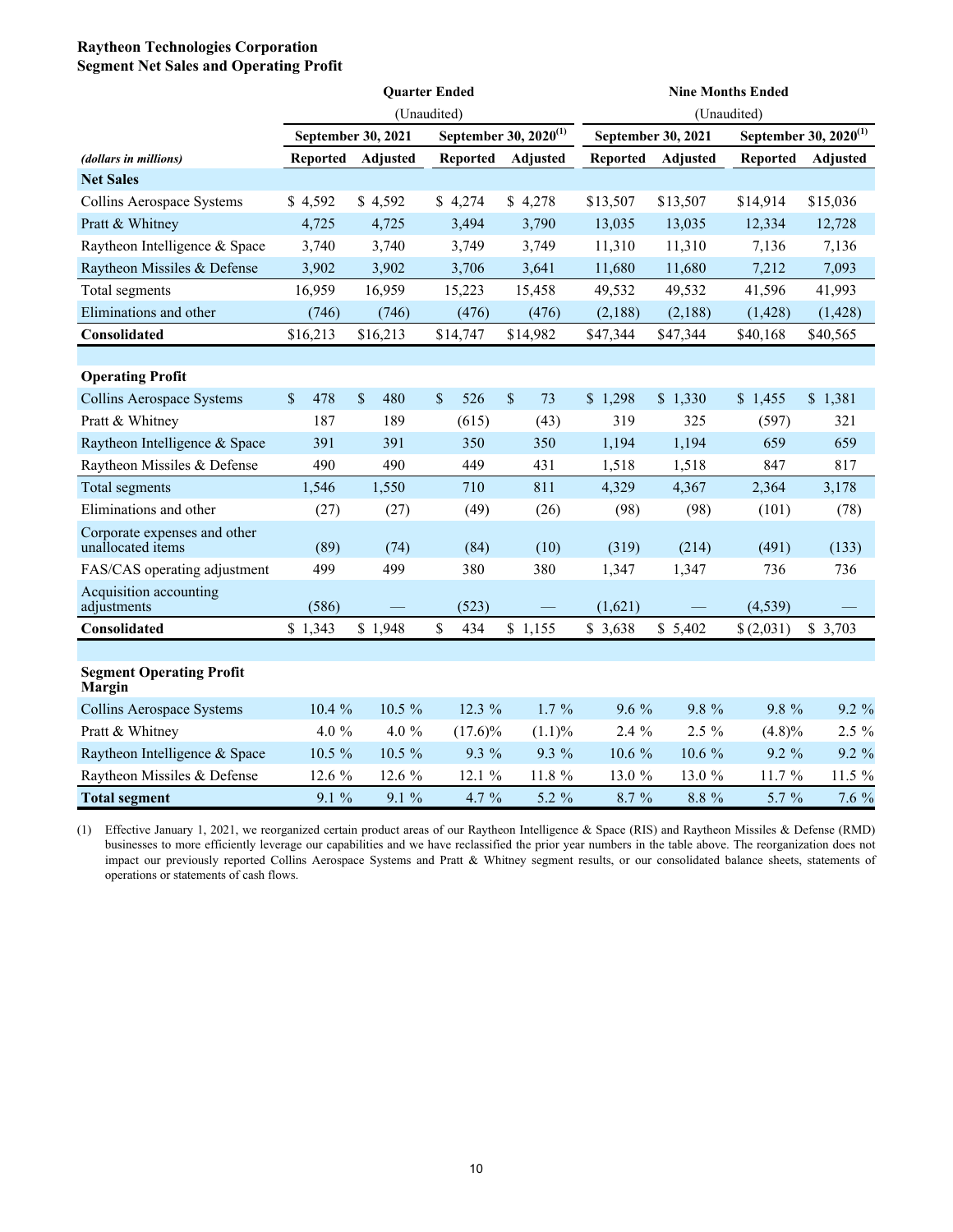**Raytheon Technologies Corporation**
**Segment Net Sales and Operating Profit**

| | Quarter Ended | | | | Nine Months Ended | | | |
|---|---|---|---|---|---|---|---|---|
| | (Unaudited) | | | | (Unaudited) | | | |
| | September 30, 2021 | | September 30, 2020[1] | | September 30, 2021 | | September 30, 2020[1] | |
| *(dollars in millions)* | Reported | Adjusted | Reported | Adjusted | Reported | Adjusted | Reported | Adjusted |
| **Net Sales** | | | | | | | | |
| Collins Aerospace Systems | $ 4,592 | $ 4,592 | $ 4,274 | $ 4,278 | $13,507 | $13,507 | $14,914 | $15,036 |
| Pratt & Whitney | 4,725 | 4,725 | 3,494 | 3,790 | 13,035 | 13,035 | 12,334 | 12,728 |
| Raytheon Intelligence & Space | 3,740 | 3,740 | 3,749 | 3,749 | 11,310 | 11,310 | 7,136 | 7,136 |
| Raytheon Missiles & Defense | 3,902 | 3,902 | 3,706 | 3,641 | 11,680 | 11,680 | 7,212 | 7,093 |
| Total segments | 16,959 | 16,959 | 15,223 | 15,458 | 49,532 | 49,532 | 41,596 | 41,993 |
| Eliminations and other | (746) | (746) | (476) | (476) | (2,188) | (2,188) | (1,428) | (1,428) |
| **Consolidated** | $16,213 | $16,213 | $14,747 | $14,982 | $47,344 | $47,344 | $40,168 | $40,565 |
| | | | | | | | | |
| **Operating Profit** | | | | | | | | |
| Collins Aerospace Systems | $ 478 | $ 480 | $ 526 | $ 73 | $ 1,298 | $ 1,330 | $ 1,455 | $ 1,381 |
| Pratt & Whitney | 187 | 189 | (615) | (43) | 319 | 325 | (597) | 321 |
| Raytheon Intelligence & Space | 391 | 391 | 350 | 350 | 1,194 | 1,194 | 659 | 659 |
| Raytheon Missiles & Defense | 490 | 490 | 449 | 431 | 1,518 | 1,518 | 847 | 817 |
| Total segments | 1,546 | 1,550 | 710 | 811 | 4,329 | 4,367 | 2,364 | 3,178 |
| Eliminations and other | (27) | (27) | (49) | (26) | (98) | (98) | (101) | (78) |
| Corporate expenses and other unallocated items | (89) | (74) | (84) | (10) | (319) | (214) | (491) | (133) |
| FAS/CAS operating adjustment | 499 | 499 | 380 | 380 | 1,347 | 1,347 | 736 | 736 |
| Acquisition accounting adjustments | (586) | — | (523) | — | (1,621) | — | (4,539) | — |
| **Consolidated** | $ 1,343 | $ 1,948 | $ 434 | $ 1,155 | $ 3,638 | $ 5,402 | $ (2,031) | $ 3,703 |
| | | | | | | | | |
| **Segment Operating Profit Margin** | | | | | | | | |
| Collins Aerospace Systems | 10.4 % | 10.5 % | 12.3 % | 1.7 % | 9.6 % | 9.8 % | 9.8 % | 9.2 % |
| Pratt & Whitney | 4.0 % | 4.0 % | (17.6)% | (1.1)% | 2.4 % | 2.5 % | (4.8)% | 2.5 % |
| Raytheon Intelligence & Space | 10.5 % | 10.5 % | 9.3 % | 9.3 % | 10.6 % | 10.6 % | 9.2 % | 9.2 % |
| Raytheon Missiles & Defense | 12.6 % | 12.6 % | 12.1 % | 11.8 % | 13.0 % | 13.0 % | 11.7 % | 11.5 % |
| **Total segment** | 9.1 % | 9.1 % | 4.7 % | 5.2 % | 8.7 % | 8.8 % | 5.7 % | 7.6 % |

(1) Effective January 1, 2021, we reorganized certain product areas of our Raytheon Intelligence & Space (RIS) and Raytheon Missiles & Defense (RMD) businesses to more efficiently leverage our capabilities and we have reclassified the prior year numbers in the table above. The reorganization does not impact our previously reported Collins Aerospace Systems and Pratt & Whitney segment results, or our consolidated balance sheets, statements of operations or statements of cash flows.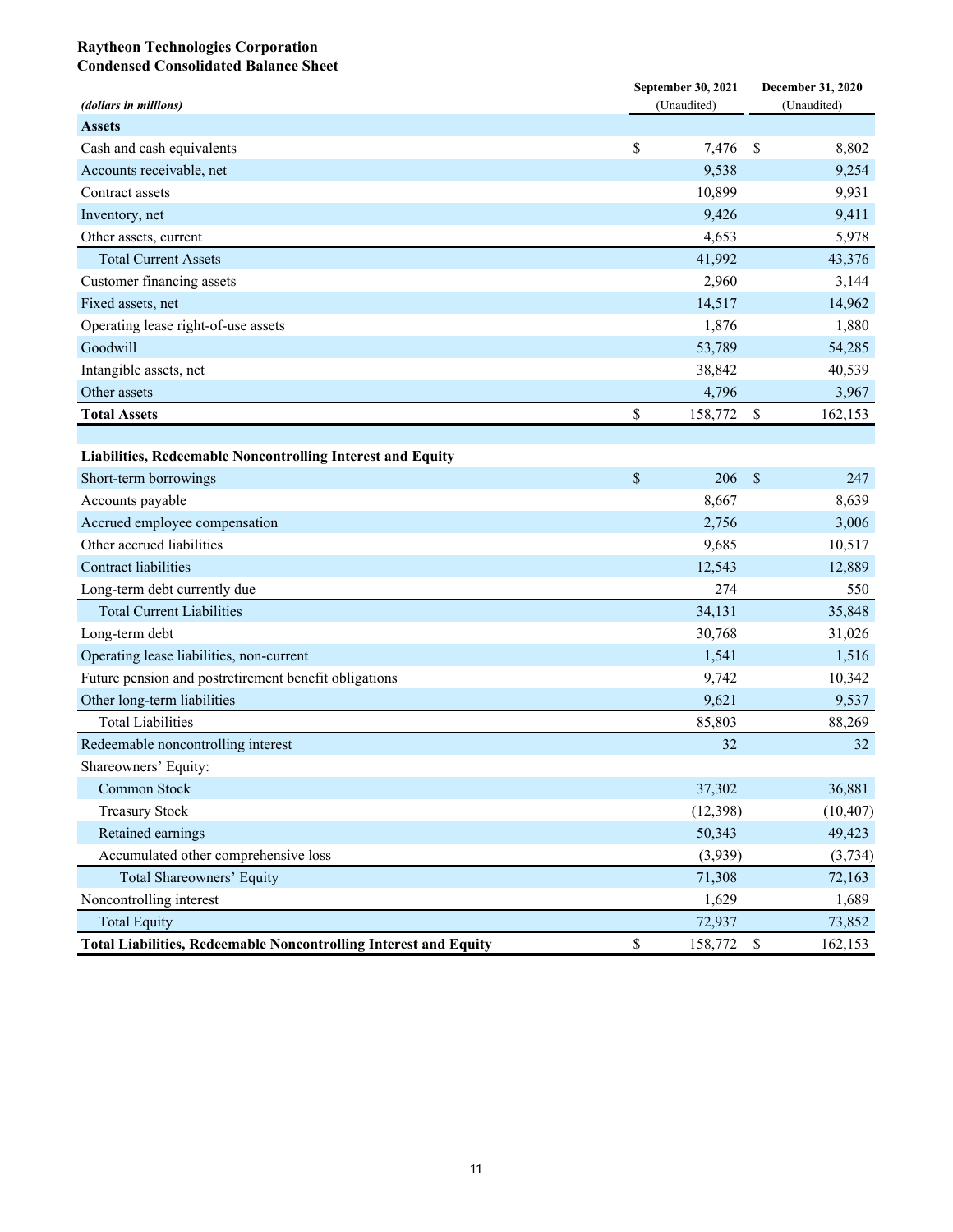**Raytheon Technologies Corporation**
**Condensed Consolidated Balance Sheet**

| *(dollars in millions)* | September 30, 2021 (Unaudited) | December 31, 2020 (Unaudited) |
|---|---|---|
| **Assets** | | |
| Cash and cash equivalents | $ 7,476 | $ 8,802 |
| Accounts receivable, net | 9,538 | 9,254 |
| Contract assets | 10,899 | 9,931 |
| Inventory, net | 9,426 | 9,411 |
| Other assets, current | 4,653 | 5,978 |
| Total Current Assets | 41,992 | 43,376 |
| Customer financing assets | 2,960 | 3,144 |
| Fixed assets, net | 14,517 | 14,962 |
| Operating lease right-of-use assets | 1,876 | 1,880 |
| Goodwill | 53,789 | 54,285 |
| Intangible assets, net | 38,842 | 40,539 |
| Other assets | 4,796 | 3,967 |
| **Total Assets** | $ 158,772 | $ 162,153 |
| | | |
| **Liabilities, Redeemable Noncontrolling Interest and Equity** | | |
| Short-term borrowings | $ 206 | $ 247 |
| Accounts payable | 8,667 | 8,639 |
| Accrued employee compensation | 2,756 | 3,006 |
| Other accrued liabilities | 9,685 | 10,517 |
| Contract liabilities | 12,543 | 12,889 |
| Long-term debt currently due | 274 | 550 |
| Total Current Liabilities | 34,131 | 35,848 |
| Long-term debt | 30,768 | 31,026 |
| Operating lease liabilities, non-current | 1,541 | 1,516 |
| Future pension and postretirement benefit obligations | 9,742 | 10,342 |
| Other long-term liabilities | 9,621 | 9,537 |
| Total Liabilities | 85,803 | 88,269 |
| Redeemable noncontrolling interest | 32 | 32 |
| Shareowners' Equity: | | |
| Common Stock | 37,302 | 36,881 |
| Treasury Stock | (12,398) | (10,407) |
| Retained earnings | 50,343 | 49,423 |
| Accumulated other comprehensive loss | (3,939) | (3,734) |
| Total Shareowners' Equity | 71,308 | 72,163 |
| Noncontrolling interest | 1,629 | 1,689 |
| Total Equity | 72,937 | 73,852 |
| **Total Liabilities, Redeemable Noncontrolling Interest and Equity** | $ 158,772 | $ 162,153 |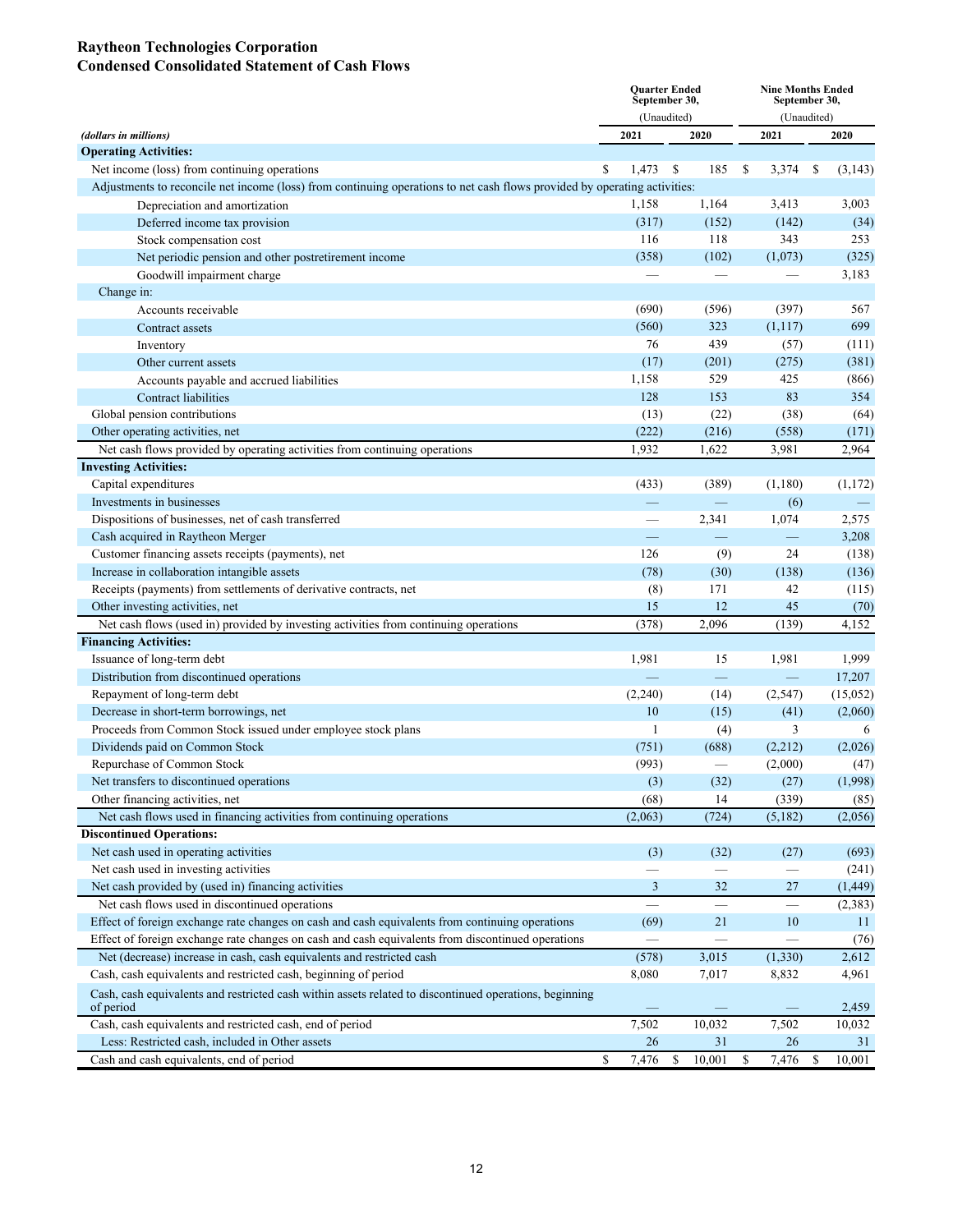# Raytheon Technologies Corporation
## Condensed Consolidated Statement of Cash Flows

| | Quarter Ended September 30, (Unaudited) | | Nine Months Ended September 30, (Unaudited) | |
|---|---|---|---|---|
| *(dollars in millions)* | 2021 | 2020 | 2021 | 2020 |
| **Operating Activities:** | | | | |
| Net income (loss) from continuing operations | $ 1,473 | $ 185 | $ 3,374 | $ (3,143) |
| Adjustments to reconcile net income (loss) from continuing operations to net cash flows provided by operating activities: | | | | |
| Depreciation and amortization | 1,158 | 1,164 | 3,413 | 3,003 |
| Deferred income tax provision | (317) | (152) | (142) | (34) |
| Stock compensation cost | 116 | 118 | 343 | 253 |
| Net periodic pension and other postretirement income | (358) | (102) | (1,073) | (325) |
| Goodwill impairment charge | — | — | — | 3,183 |
| Change in: | | | | |
| Accounts receivable | (690) | (596) | (397) | 567 |
| Contract assets | (560) | 323 | (1,117) | 699 |
| Inventory | 76 | 439 | (57) | (111) |
| Other current assets | (17) | (201) | (275) | (381) |
| Accounts payable and accrued liabilities | 1,158 | 529 | 425 | (866) |
| Contract liabilities | 128 | 153 | 83 | 354 |
| Global pension contributions | (13) | (22) | (38) | (64) |
| Other operating activities, net | (222) | (216) | (558) | (171) |
| Net cash flows provided by operating activities from continuing operations | 1,932 | 1,622 | 3,981 | 2,964 |
| **Investing Activities:** | | | | |
| Capital expenditures | (433) | (389) | (1,180) | (1,172) |
| Investments in businesses | — | — | (6) | — |
| Dispositions of businesses, net of cash transferred | — | 2,341 | 1,074 | 2,575 |
| Cash acquired in Raytheon Merger | — | — | — | 3,208 |
| Customer financing assets receipts (payments), net | 126 | (9) | 24 | (138) |
| Increase in collaboration intangible assets | (78) | (30) | (138) | (136) |
| Receipts (payments) from settlements of derivative contracts, net | (8) | 171 | 42 | (115) |
| Other investing activities, net | 15 | 12 | 45 | (70) |
| Net cash flows (used in) provided by investing activities from continuing operations | (378) | 2,096 | (139) | 4,152 |
| **Financing Activities:** | | | | |
| Issuance of long-term debt | 1,981 | 15 | 1,981 | 1,999 |
| Distribution from discontinued operations | — | — | — | 17,207 |
| Repayment of long-term debt | (2,240) | (14) | (2,547) | (15,052) |
| Decrease in short-term borrowings, net | 10 | (15) | (41) | (2,060) |
| Proceeds from Common Stock issued under employee stock plans | 1 | (4) | 3 | 6 |
| Dividends paid on Common Stock | (751) | (688) | (2,212) | (2,026) |
| Repurchase of Common Stock | (993) | — | (2,000) | (47) |
| Net transfers to discontinued operations | (3) | (32) | (27) | (1,998) |
| Other financing activities, net | (68) | 14 | (339) | (85) |
| Net cash flows used in financing activities from continuing operations | (2,063) | (724) | (5,182) | (2,056) |
| **Discontinued Operations:** | | | | |
| Net cash used in operating activities | (3) | (32) | (27) | (693) |
| Net cash used in investing activities | — | — | — | (241) |
| Net cash provided by (used in) financing activities | 3 | 32 | 27 | (1,449) |
| Net cash flows used in discontinued operations | — | — | — | (2,383) |
| Effect of foreign exchange rate changes on cash and cash equivalents from continuing operations | (69) | 21 | 10 | 11 |
| Effect of foreign exchange rate changes on cash and cash equivalents from discontinued operations | — | — | — | (76) |
| Net (decrease) increase in cash, cash equivalents and restricted cash | (578) | 3,015 | (1,330) | 2,612 |
| Cash, cash equivalents and restricted cash, beginning of period | 8,080 | 7,017 | 8,832 | 4,961 |
| Cash, cash equivalents and restricted cash within assets related to discontinued operations, beginning of period | — | — | — | 2,459 |
| Cash, cash equivalents and restricted cash, end of period | 7,502 | 10,032 | 7,502 | 10,032 |
| Less: Restricted cash, included in Other assets | 26 | 31 | 26 | 31 |
| Cash and cash equivalents, end of period | $ 7,476 | $ 10,001 | $ 7,476 | $ 10,001 |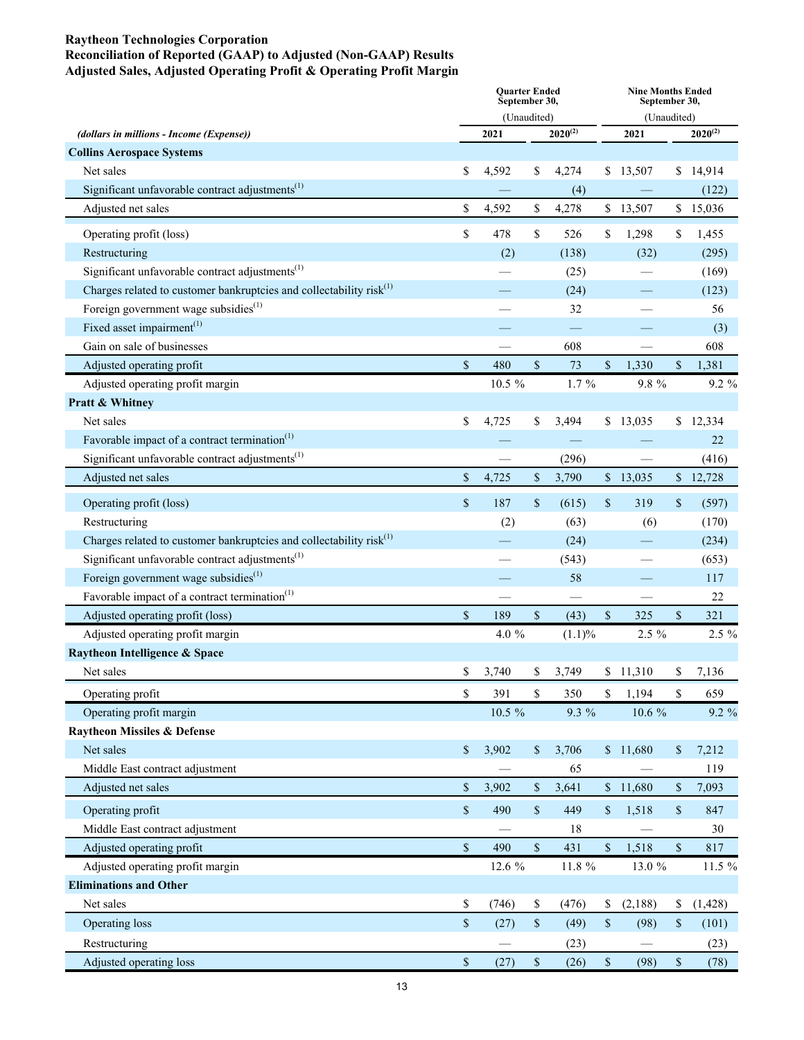**Raytheon Technologies Corporation**
**Reconciliation of Reported (GAAP) to Adjusted (Non-GAAP) Results**
**Adjusted Sales, Adjusted Operating Profit & Operating Profit Margin**

| *(dollars in millions - Income (Expense))* | Quarter Ended September 30, (Unaudited) 2021 | Quarter Ended September 30, (Unaudited) 2020[(2)] | Nine Months Ended September 30, (Unaudited) 2021 | Nine Months Ended September 30, (Unaudited) 2020[(2)] |
|---|---|---|---|---|
| **Collins Aerospace Systems** | | | | |
| Net sales | $ 4,592 | $ 4,274 | $ 13,507 | $ 14,914 |
| Significant unfavorable contract adjustments[(1)] | — | (4) | — | (122) |
| Adjusted net sales | $ 4,592 | $ 4,278 | $ 13,507 | $ 15,036 |
| Operating profit (loss) | $ 478 | $ 526 | $ 1,298 | $ 1,455 |
| Restructuring | (2) | (138) | (32) | (295) |
| Significant unfavorable contract adjustments[(1)] | — | (25) | — | (169) |
| Charges related to customer bankruptcies and collectability risk[(1)] | — | (24) | — | (123) |
| Foreign government wage subsidies[(1)] | — | 32 | — | 56 |
| Fixed asset impairment[(1)] | — | — | — | (3) |
| Gain on sale of businesses | — | 608 | — | 608 |
| Adjusted operating profit | $ 480 | $ 73 | $ 1,330 | $ 1,381 |
| Adjusted operating profit margin | 10.5 % | 1.7 % | 9.8 % | 9.2 % |
| **Pratt & Whitney** | | | | |
| Net sales | $ 4,725 | $ 3,494 | $ 13,035 | $ 12,334 |
| Favorable impact of a contract termination[(1)] | — | — | — | 22 |
| Significant unfavorable contract adjustments[(1)] | — | (296) | — | (416) |
| Adjusted net sales | $ 4,725 | $ 3,790 | $ 13,035 | $ 12,728 |
| Operating profit (loss) | $ 187 | $ (615) | $ 319 | $ (597) |
| Restructuring | (2) | (63) | (6) | (170) |
| Charges related to customer bankruptcies and collectability risk[(1)] | — | (24) | — | (234) |
| Significant unfavorable contract adjustments[(1)] | — | (543) | — | (653) |
| Foreign government wage subsidies[(1)] | — | 58 | — | 117 |
| Favorable impact of a contract termination[(1)] | — | — | — | 22 |
| Adjusted operating profit (loss) | $ 189 | $ (43) | $ 325 | $ 321 |
| Adjusted operating profit margin | 4.0 % | (1.1)% | 2.5 % | 2.5 % |
| **Raytheon Intelligence & Space** | | | | |
| Net sales | $ 3,740 | $ 3,749 | $ 11,310 | $ 7,136 |
| Operating profit | $ 391 | $ 350 | $ 1,194 | $ 659 |
| Operating profit margin | 10.5 % | 9.3 % | 10.6 % | 9.2 % |
| **Raytheon Missiles & Defense** | | | | |
| Net sales | $ 3,902 | $ 3,706 | $ 11,680 | $ 7,212 |
| Middle East contract adjustment | — | 65 | — | 119 |
| Adjusted net sales | $ 3,902 | $ 3,641 | $ 11,680 | $ 7,093 |
| Operating profit | $ 490 | $ 449 | $ 1,518 | $ 847 |
| Middle East contract adjustment | — | 18 | — | 30 |
| Adjusted operating profit | $ 490 | $ 431 | $ 1,518 | $ 817 |
| Adjusted operating profit margin | 12.6 % | 11.8 % | 13.0 % | 11.5 % |
| **Eliminations and Other** | | | | |
| Net sales | $ (746) | $ (476) | $ (2,188) | $ (1,428) |
| Operating loss | $ (27) | $ (49) | $ (98) | $ (101) |
| Restructuring | — | (23) | — | (23) |
| Adjusted operating loss | $ (27) | $ (26) | $ (98) | $ (78) |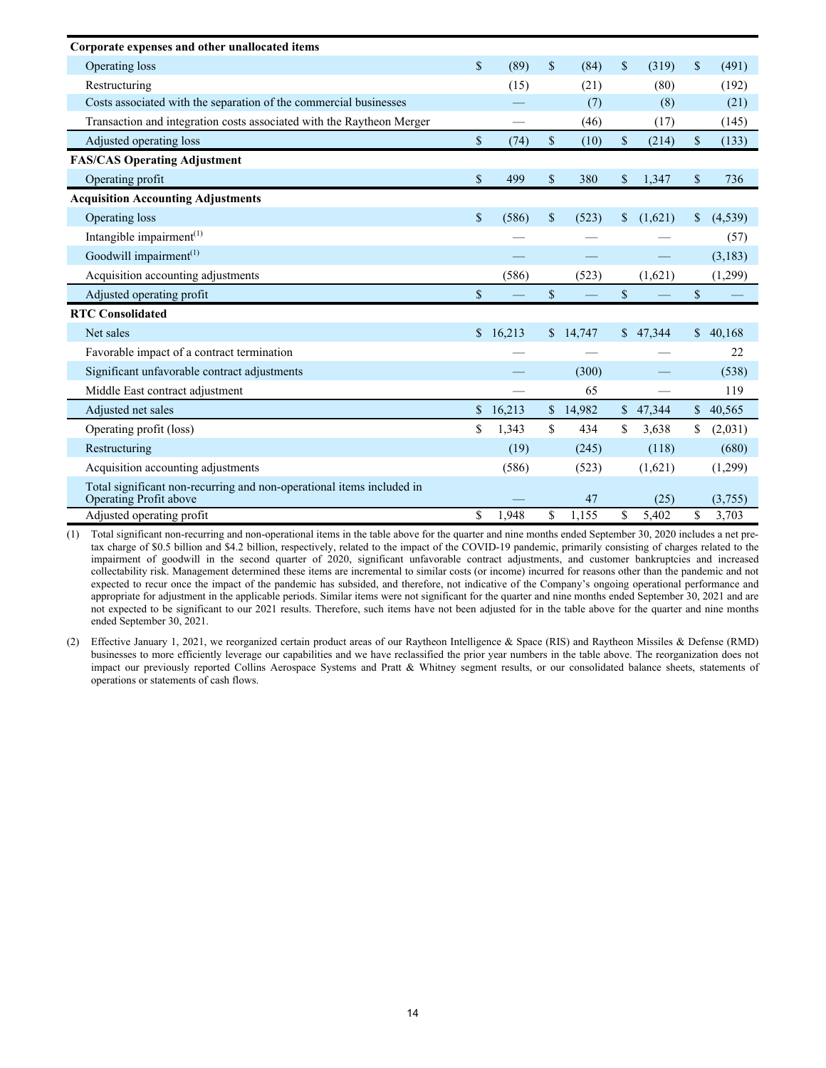| | | | | |
|---|---|---|---|---|
| **Corporate expenses and other unallocated items** | | | | |
| Operating loss | $ (89) | $ (84) | $ (319) | $ (491) |
| Restructuring | (15) | (21) | (80) | (192) |
| Costs associated with the separation of the commercial businesses | — | (7) | (8) | (21) |
| Transaction and integration costs associated with the Raytheon Merger | — | (46) | (17) | (145) |
| Adjusted operating loss | $ (74) | $ (10) | $ (214) | $ (133) |
| **FAS/CAS Operating Adjustment** | | | | |
| Operating profit | $ 499 | $ 380 | $ 1,347 | $ 736 |
| **Acquisition Accounting Adjustments** | | | | |
| Operating loss | $ (586) | $ (523) | $ (1,621) | $ (4,539) |
| Intangible impairment[1] | — | — | — | (57) |
| Goodwill impairment[1] | — | — | — | (3,183) |
| Acquisition accounting adjustments | (586) | (523) | (1,621) | (1,299) |
| Adjusted operating profit | $ — | $ — | $ — | $ — |
| **RTC Consolidated** | | | | |
| Net sales | $ 16,213 | $ 14,747 | $ 47,344 | $ 40,168 |
| Favorable impact of a contract termination | — | — | — | 22 |
| Significant unfavorable contract adjustments | — | (300) | — | (538) |
| Middle East contract adjustment | — | 65 | — | 119 |
| Adjusted net sales | $ 16,213 | $ 14,982 | $ 47,344 | $ 40,565 |
| Operating profit (loss) | $ 1,343 | $ 434 | $ 3,638 | $ (2,031) |
| Restructuring | (19) | (245) | (118) | (680) |
| Acquisition accounting adjustments | (586) | (523) | (1,621) | (1,299) |
| Total significant non-recurring and non-operational items included in Operating Profit above | — | 47 | (25) | (3,755) |
| Adjusted operating profit | $ 1,948 | $ 1,155 | $ 5,402 | $ 3,703 |

(1) Total significant non-recurring and non-operational items in the table above for the quarter and nine months ended September 30, 2020 includes a net pre-tax charge of $0.5 billion and $4.2 billion, respectively, related to the impact of the COVID-19 pandemic, primarily consisting of charges related to the impairment of goodwill in the second quarter of 2020, significant unfavorable contract adjustments, and customer bankruptcies and increased collectability risk. Management determined these items are incremental to similar costs (or income) incurred for reasons other than the pandemic and not expected to recur once the impact of the pandemic has subsided, and therefore, not indicative of the Company's ongoing operational performance and appropriate for adjustment in the applicable periods. Similar items were not significant for the quarter and nine months ended September 30, 2021 and are not expected to be significant to our 2021 results. Therefore, such items have not been adjusted for in the table above for the quarter and nine months ended September 30, 2021.

(2) Effective January 1, 2021, we reorganized certain product areas of our Raytheon Intelligence & Space (RIS) and Raytheon Missiles & Defense (RMD) businesses to more efficiently leverage our capabilities and we have reclassified the prior year numbers in the table above. The reorganization does not impact our previously reported Collins Aerospace Systems and Pratt & Whitney segment results, or our consolidated balance sheets, statements of operations or statements of cash flows.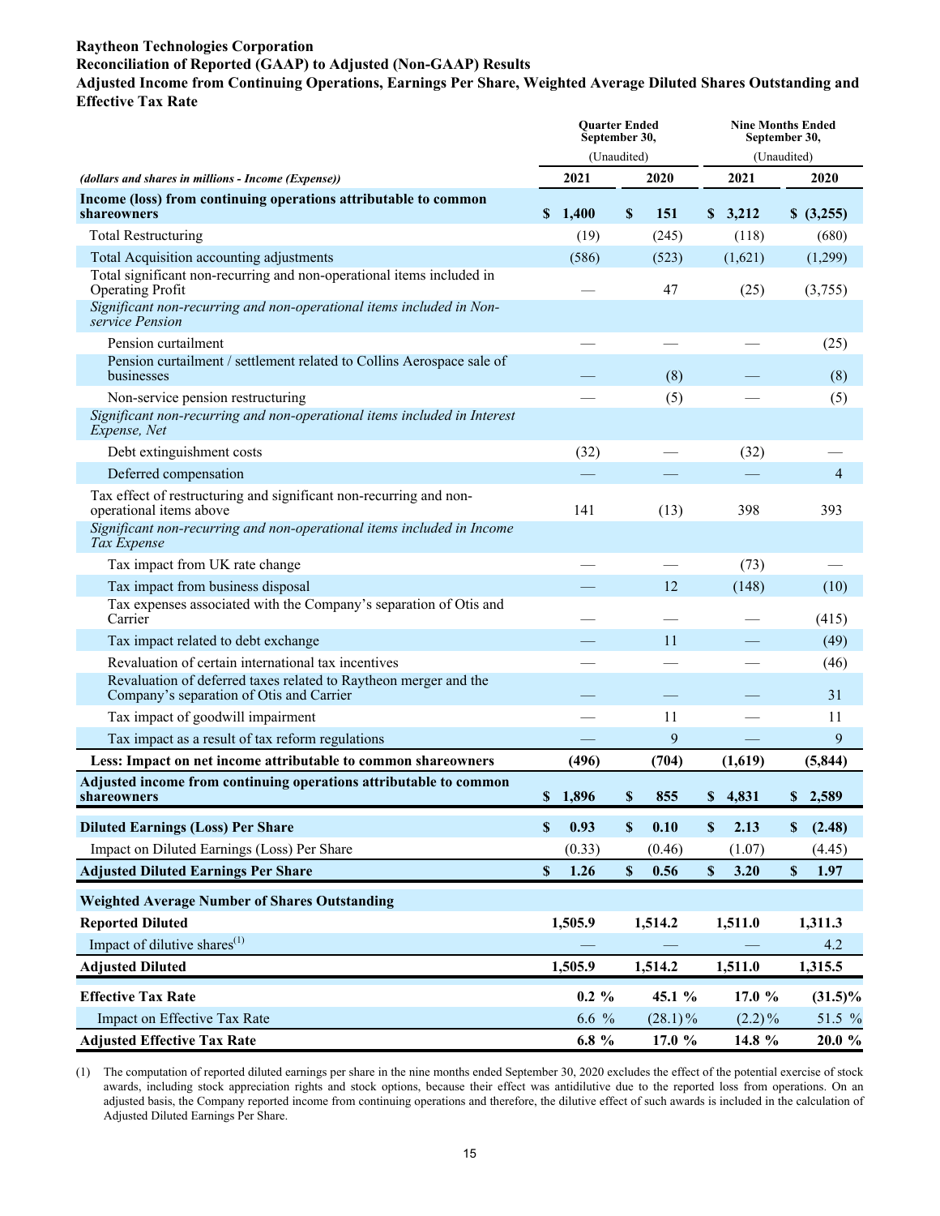**Raytheon Technologies Corporation**
**Reconciliation of Reported (GAAP) to Adjusted (Non-GAAP) Results**
**Adjusted Income from Continuing Operations, Earnings Per Share, Weighted Average Diluted Shares Outstanding and Effective Tax Rate**

| *(dollars and shares in millions - Income (Expense))* | Quarter Ended September 30, (Unaudited) 2021 | 2020 | Nine Months Ended September 30, (Unaudited) 2021 | 2020 |
|---|---|---|---|---|
| **Income (loss) from continuing operations attributable to common shareowners** | **$ 1,400** | **$ 151** | **$ 3,212** | **$ (3,255)** |
| Total Restructuring | (19) | (245) | (118) | (680) |
| Total Acquisition accounting adjustments | (586) | (523) | (1,621) | (1,299) |
| Total significant non-recurring and non-operational items included in Operating Profit | — | 47 | (25) | (3,755) |
| *Significant non-recurring and non-operational items included in Non-service Pension* | | | | |
| Pension curtailment | — | — | — | (25) |
| Pension curtailment / settlement related to Collins Aerospace sale of businesses | — | (8) | — | (8) |
| Non-service pension restructuring | — | (5) | — | (5) |
| *Significant non-recurring and non-operational items included in Interest Expense, Net* | | | | |
| Debt extinguishment costs | (32) | — | (32) | — |
| Deferred compensation | — | — | — | 4 |
| Tax effect of restructuring and significant non-recurring and non-operational items above | 141 | (13) | 398 | 393 |
| *Significant non-recurring and non-operational items included in Income Tax Expense* | | | | |
| Tax impact from UK rate change | — | — | (73) | — |
| Tax impact from business disposal | — | 12 | (148) | (10) |
| Tax expenses associated with the Company's separation of Otis and Carrier | — | — | — | (415) |
| Tax impact related to debt exchange | — | 11 | — | (49) |
| Revaluation of certain international tax incentives | — | — | — | (46) |
| Revaluation of deferred taxes related to Raytheon merger and the Company's separation of Otis and Carrier | — | — | — | 31 |
| Tax impact of goodwill impairment | — | 11 | — | 11 |
| Tax impact as a result of tax reform regulations | — | 9 | — | 9 |
| **Less: Impact on net income attributable to common shareowners** | **(496)** | **(704)** | **(1,619)** | **(5,844)** |
| **Adjusted income from continuing operations attributable to common shareowners** | **$ 1,896** | **$ 855** | **$ 4,831** | **$ 2,589** |
| **Diluted Earnings (Loss) Per Share** | **$ 0.93** | **$ 0.10** | **$ 2.13** | **$ (2.48)** |
| Impact on Diluted Earnings (Loss) Per Share | (0.33) | (0.46) | (1.07) | (4.45) |
| **Adjusted Diluted Earnings Per Share** | **$ 1.26** | **$ 0.56** | **$ 3.20** | **$ 1.97** |
| **Weighted Average Number of Shares Outstanding** | | | | |
| **Reported Diluted** | **1,505.9** | **1,514.2** | **1,511.0** | **1,311.3** |
| Impact of dilutive shares[1] | — | — | — | 4.2 |
| **Adjusted Diluted** | **1,505.9** | **1,514.2** | **1,511.0** | **1,315.5** |
| **Effective Tax Rate** | **0.2 %** | **45.1 %** | **17.0 %** | **(31.5)%** |
| Impact on Effective Tax Rate | 6.6 % | (28.1)% | (2.2)% | 51.5 % |
| **Adjusted Effective Tax Rate** | **6.8 %** | **17.0 %** | **14.8 %** | **20.0 %** |

(1) The computation of reported diluted earnings per share in the nine months ended September 30, 2020 excludes the effect of the potential exercise of stock awards, including stock appreciation rights and stock options, because their effect was antidilutive due to the reported loss from operations. On an adjusted basis, the Company reported income from continuing operations and therefore, the dilutive effect of such awards is included in the calculation of Adjusted Diluted Earnings Per Share.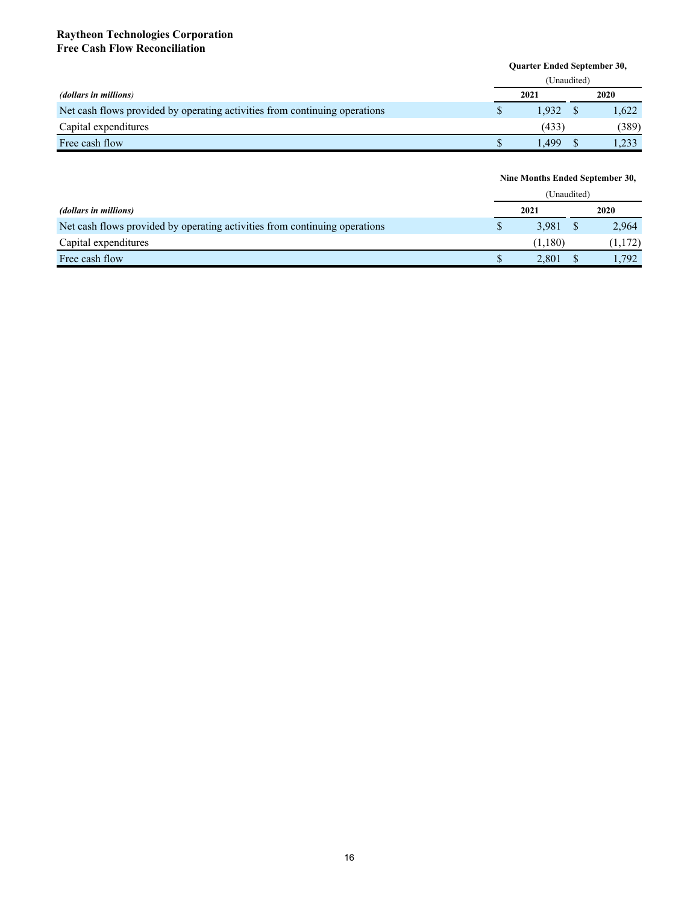**Raytheon Technologies Corporation**
**Free Cash Flow Reconciliation**

| | Quarter Ended September 30, (Unaudited) | |
|---|---|---|
| *(dollars in millions)* | 2021 | 2020 |
| Net cash flows provided by operating activities from continuing operations | $ 1,932 | $ 1,622 |
| Capital expenditures | (433) | (389) |
| Free cash flow | $ 1,499 | $ 1,233 |

| | Nine Months Ended September 30, (Unaudited) | |
|---|---|---|
| *(dollars in millions)* | 2021 | 2020 |
| Net cash flows provided by operating activities from continuing operations | $ 3,981 | $ 2,964 |
| Capital expenditures | (1,180) | (1,172) |
| Free cash flow | $ 2,801 | $ 1,792 |